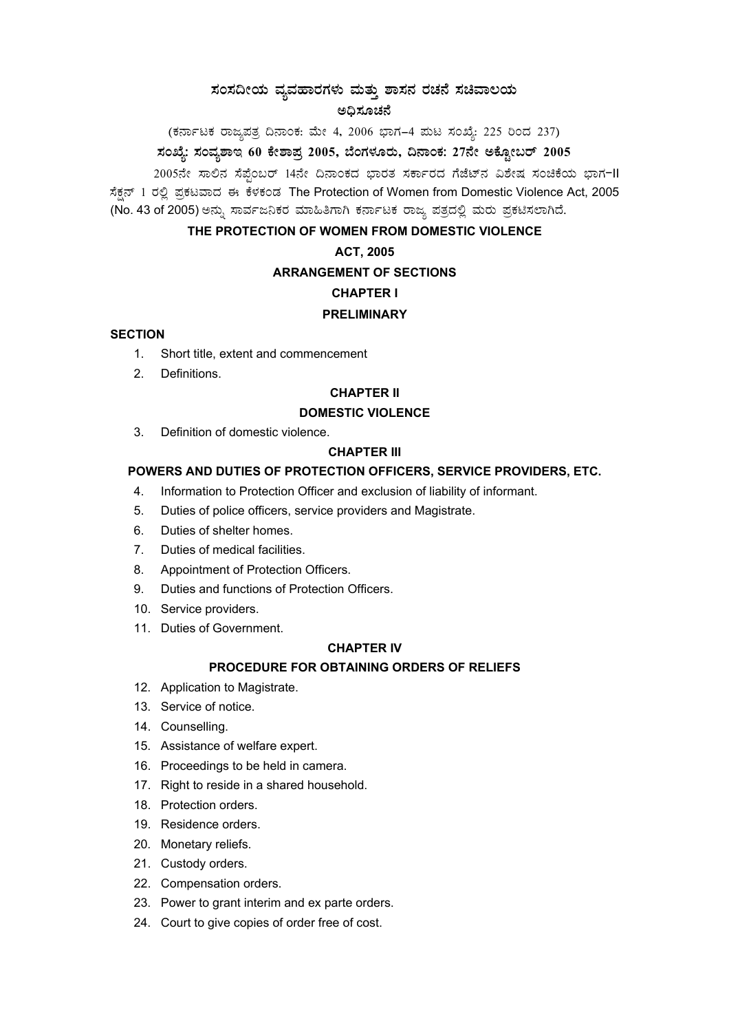# ಸಂಸದೀಯ ವ್ಯವಹಾರಗಳು ಮತ್ತು ಶಾಸನ ರಚನೆ ಸಚಿವಾಲಯ

## ಅಧಿಸೂಚನೆ

(ಕರ್ನಾಟಕ ರಾಜ್ಯಪತ್ರ ದಿನಾಂಕ: ಮೇ 4, 2006 ಭಾಗ–4 ಪುಟ ಸಂಖ್ಯೆ: 225 ರಿಂದ 237)

**ಸಂಖ್ಯೆ: ಸಂವ್ಯಶಾಇ 60 ಕೇಶಾಪ್ರ 2005, ಬೆಂಗಳೂರು, ದಿನಾಂಕ: 27ನೇ ಅಕ್ಟೋಬರ್ 2005**

2005ನೇ ಸಾಲಿನ ಸೆಪ್ಟೆಂಬರ್ 14ನೇ ದಿನಾಂಕದ ಭಾರತ ಸರ್ಕಾರದ ಗೆಜೆಟ್‌ನ ವಿಶೇಷ ಸಂಚಿಕೆಯ ಭಾಗ-II ಸೆಕ್ಷನ್ 1 ರಲ್ಲಿ ಪ್ರಕಟವಾದ ಈ ಕೆಳಕಂಡ The Protection of Women from Domestic Violence Act, 2005 (No. 43 of 2005) ಅನ್ನು ಸಾರ್ವಜನಿಕರ ಮಾಹಿತಿಗಾಗಿ ಕರ್ನಾಟಕ ರಾಜ್ಯ ಪತ್ರದಲ್ಲಿ ಮರು ಪ್ರಕಟಿಸಲಾಗಿದೆ.

## THE PROTECTION OF WOMEN FROM DOMESTIC VIOLENCE ACT, 2005

### ARRANGEMENT OF SECTIONS

### CHAPTER I

### PRELIMINARY

**SECTION**

1. Short title, extent and commencement
2. Definitions.

### CHAPTER II

### DOMESTIC VIOLENCE

3. Definition of domestic violence.

### CHAPTER III

### POWERS AND DUTIES OF PROTECTION OFFICERS, SERVICE PROVIDERS, ETC.

4. Information to Protection Officer and exclusion of liability of informant.
5. Duties of police officers, service providers and Magistrate.
6. Duties of shelter homes.
7. Duties of medical facilities.
8. Appointment of Protection Officers.
9. Duties and functions of Protection Officers.
10. Service providers.
11. Duties of Government.

### CHAPTER IV

### PROCEDURE FOR OBTAINING ORDERS OF RELIEFS

12. Application to Magistrate.
13. Service of notice.
14. Counselling.
15. Assistance of welfare expert.
16. Proceedings to be held in camera.
17. Right to reside in a shared household.
18. Protection orders.
19. Residence orders.
20. Monetary reliefs.
21. Custody orders.
22. Compensation orders.
23. Power to grant interim and ex parte orders.
24. Court to give copies of order free of cost.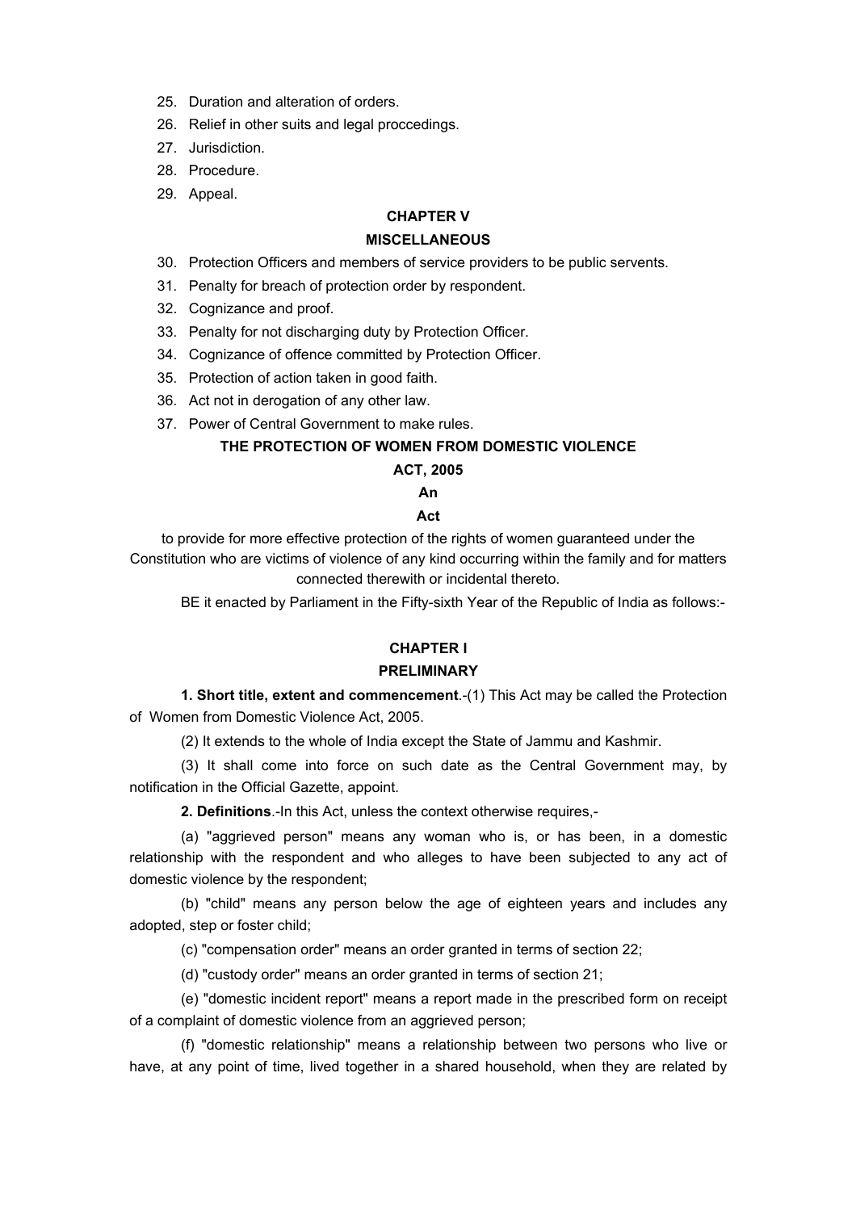25. Duration and alteration of orders.
26. Relief in other suits and legal proccedings.
27. Jurisdiction.
28. Procedure.
29. Appeal.

**CHAPTER V**

**MISCELLANEOUS**

30. Protection Officers and members of service providers to be public servents.
31. Penalty for breach of protection order by respondent.
32. Cognizance and proof.
33. Penalty for not discharging duty by Protection Officer.
34. Cognizance of offence committed by Protection Officer.
35. Protection of action taken in good faith.
36. Act not in derogation of any other law.
37. Power of Central Government to make rules.

# THE PROTECTION OF WOMEN FROM DOMESTIC VIOLENCE ACT, 2005

**An**

**Act**

to provide for more effective protection of the rights of women guaranteed under the Constitution who are victims of violence of any kind occurring within the family and for matters connected therewith or incidental thereto.

BE it enacted by Parliament in the Fifty-sixth Year of the Republic of India as follows:-

## CHAPTER I

## PRELIMINARY

**1. Short title, extent and commencement**.-(1) This Act may be called the Protection of Women from Domestic Violence Act, 2005.

(2) It extends to the whole of India except the State of Jammu and Kashmir.

(3) It shall come into force on such date as the Central Government may, by notification in the Official Gazette, appoint.

**2. Definitions**.-In this Act, unless the context otherwise requires,-

(a) "aggrieved person" means any woman who is, or has been, in a domestic relationship with the respondent and who alleges to have been subjected to any act of domestic violence by the respondent;

(b) "child" means any person below the age of eighteen years and includes any adopted, step or foster child;

(c) "compensation order" means an order granted in terms of section 22;

(d) "custody order" means an order granted in terms of section 21;

(e) "domestic incident report" means a report made in the prescribed form on receipt of a complaint of domestic violence from an aggrieved person;

(f) "domestic relationship" means a relationship between two persons who live or have, at any point of time, lived together in a shared household, when they are related by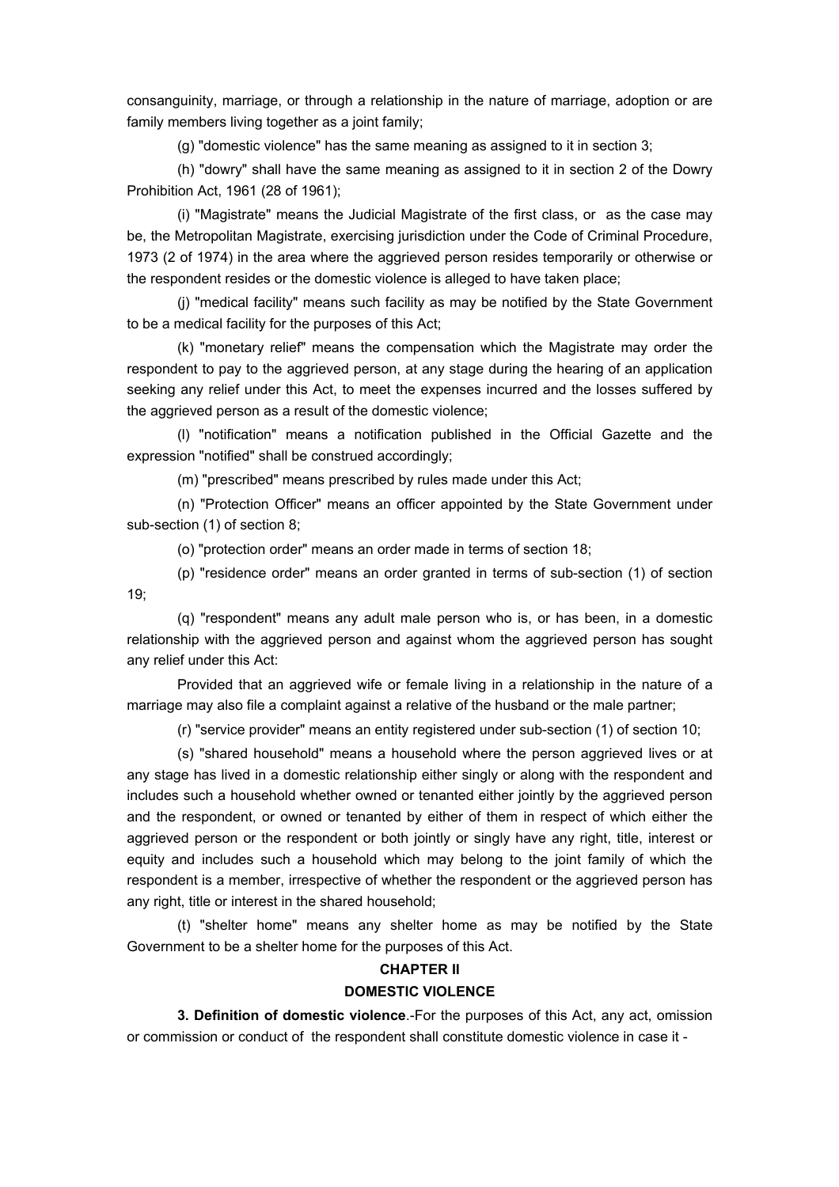consanguinity, marriage, or through a relationship in the nature of marriage, adoption or are family members living together as a joint family;

(g) "domestic violence" has the same meaning as assigned to it in section 3;

(h) "dowry" shall have the same meaning as assigned to it in section 2 of the Dowry Prohibition Act, 1961 (28 of 1961);

(i) "Magistrate" means the Judicial Magistrate of the first class, or as the case may be, the Metropolitan Magistrate, exercising jurisdiction under the Code of Criminal Procedure, 1973 (2 of 1974) in the area where the aggrieved person resides temporarily or otherwise or the respondent resides or the domestic violence is alleged to have taken place;

(j) "medical facility" means such facility as may be notified by the State Government to be a medical facility for the purposes of this Act;

(k) "monetary relief" means the compensation which the Magistrate may order the respondent to pay to the aggrieved person, at any stage during the hearing of an application seeking any relief under this Act, to meet the expenses incurred and the losses suffered by the aggrieved person as a result of the domestic violence;

(l) "notification" means a notification published in the Official Gazette and the expression "notified" shall be construed accordingly;

(m) "prescribed" means prescribed by rules made under this Act;

(n) "Protection Officer" means an officer appointed by the State Government under sub-section (1) of section 8;

(o) "protection order" means an order made in terms of section 18;

(p) "residence order" means an order granted in terms of sub-section (1) of section 19;

(q) "respondent" means any adult male person who is, or has been, in a domestic relationship with the aggrieved person and against whom the aggrieved person has sought any relief under this Act:

Provided that an aggrieved wife or female living in a relationship in the nature of a marriage may also file a complaint against a relative of the husband or the male partner;

(r) "service provider" means an entity registered under sub-section (1) of section 10;

(s) "shared household" means a household where the person aggrieved lives or at any stage has lived in a domestic relationship either singly or along with the respondent and includes such a household whether owned or tenanted either jointly by the aggrieved person and the respondent, or owned or tenanted by either of them in respect of which either the aggrieved person or the respondent or both jointly or singly have any right, title, interest or equity and includes such a household which may belong to the joint family of which the respondent is a member, irrespective of whether the respondent or the aggrieved person has any right, title or interest in the shared household;

(t) "shelter home" means any shelter home as may be notified by the State Government to be a shelter home for the purposes of this Act.

## CHAPTER II
## DOMESTIC VIOLENCE

**3. Definition of domestic violence**.-For the purposes of this Act, any act, omission or commission or conduct of the respondent shall constitute domestic violence in case it -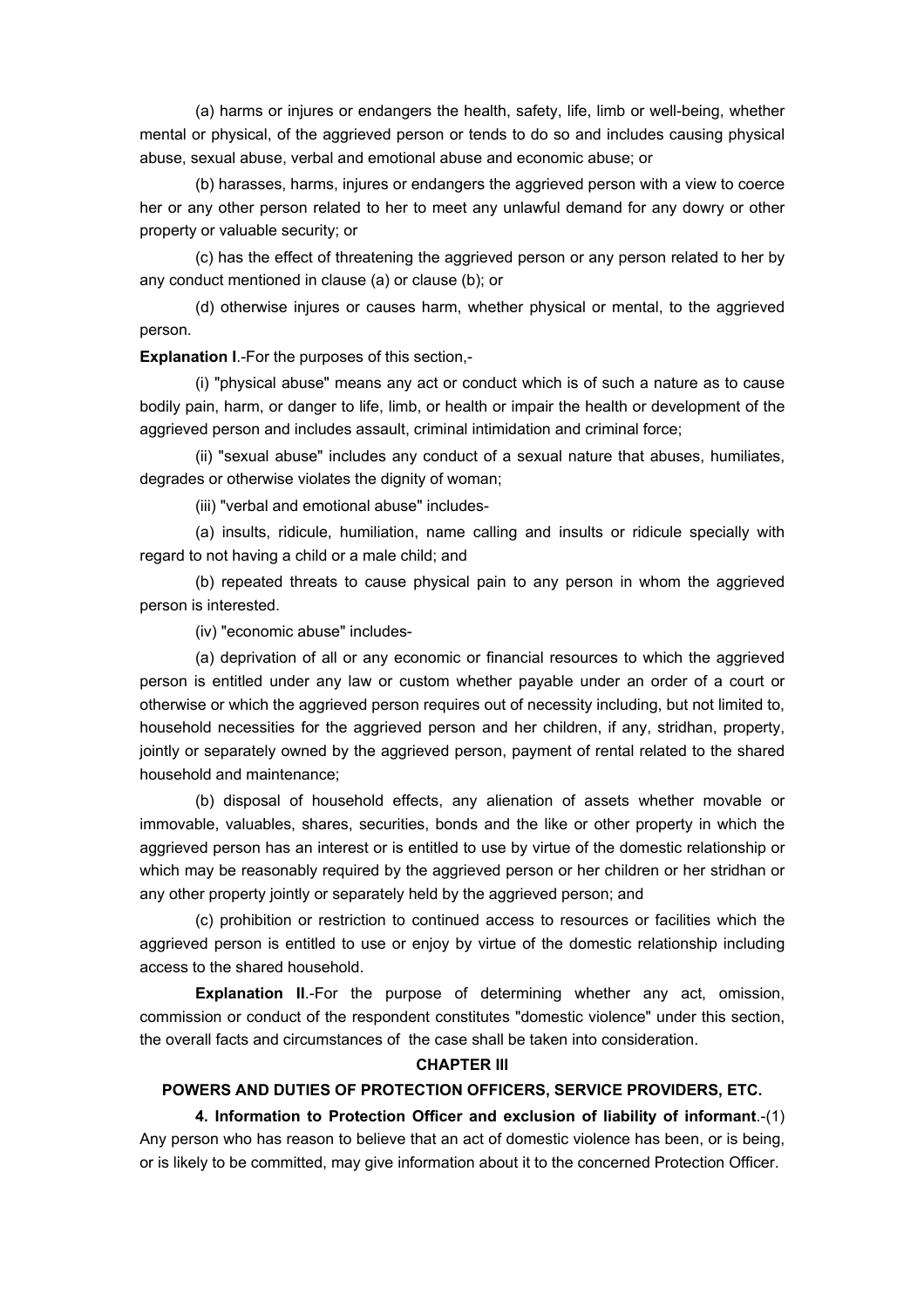(a) harms or injures or endangers the health, safety, life, limb or well-being, whether mental or physical, of the aggrieved person or tends to do so and includes causing physical abuse, sexual abuse, verbal and emotional abuse and economic abuse; or

(b) harasses, harms, injures or endangers the aggrieved person with a view to coerce her or any other person related to her to meet any unlawful demand for any dowry or other property or valuable security; or

(c) has the effect of threatening the aggrieved person or any person related to her by any conduct mentioned in clause (a) or clause (b); or

(d) otherwise injures or causes harm, whether physical or mental, to the aggrieved person.

**Explanation I**.-For the purposes of this section,-

(i) "physical abuse" means any act or conduct which is of such a nature as to cause bodily pain, harm, or danger to life, limb, or health or impair the health or development of the aggrieved person and includes assault, criminal intimidation and criminal force;

(ii) "sexual abuse" includes any conduct of a sexual nature that abuses, humiliates, degrades or otherwise violates the dignity of woman;

(iii) "verbal and emotional abuse" includes-

(a) insults, ridicule, humiliation, name calling and insults or ridicule specially with regard to not having a child or a male child; and

(b) repeated threats to cause physical pain to any person in whom the aggrieved person is interested.

(iv) "economic abuse" includes-

(a) deprivation of all or any economic or financial resources to which the aggrieved person is entitled under any law or custom whether payable under an order of a court or otherwise or which the aggrieved person requires out of necessity including, but not limited to, household necessities for the aggrieved person and her children, if any, stridhan, property, jointly or separately owned by the aggrieved person, payment of rental related to the shared household and maintenance;

(b) disposal of household effects, any alienation of assets whether movable or immovable, valuables, shares, securities, bonds and the like or other property in which the aggrieved person has an interest or is entitled to use by virtue of the domestic relationship or which may be reasonably required by the aggrieved person or her children or her stridhan or any other property jointly or separately held by the aggrieved person; and

(c) prohibition or restriction to continued access to resources or facilities which the aggrieved person is entitled to use or enjoy by virtue of the domestic relationship including access to the shared household.

**Explanation II**.-For the purpose of determining whether any act, omission, commission or conduct of the respondent constitutes "domestic violence" under this section, the overall facts and circumstances of the case shall be taken into consideration.

## CHAPTER III

## POWERS AND DUTIES OF PROTECTION OFFICERS, SERVICE PROVIDERS, ETC.

**4. Information to Protection Officer and exclusion of liability of informant**.-(1) Any person who has reason to believe that an act of domestic violence has been, or is being, or is likely to be committed, may give information about it to the concerned Protection Officer.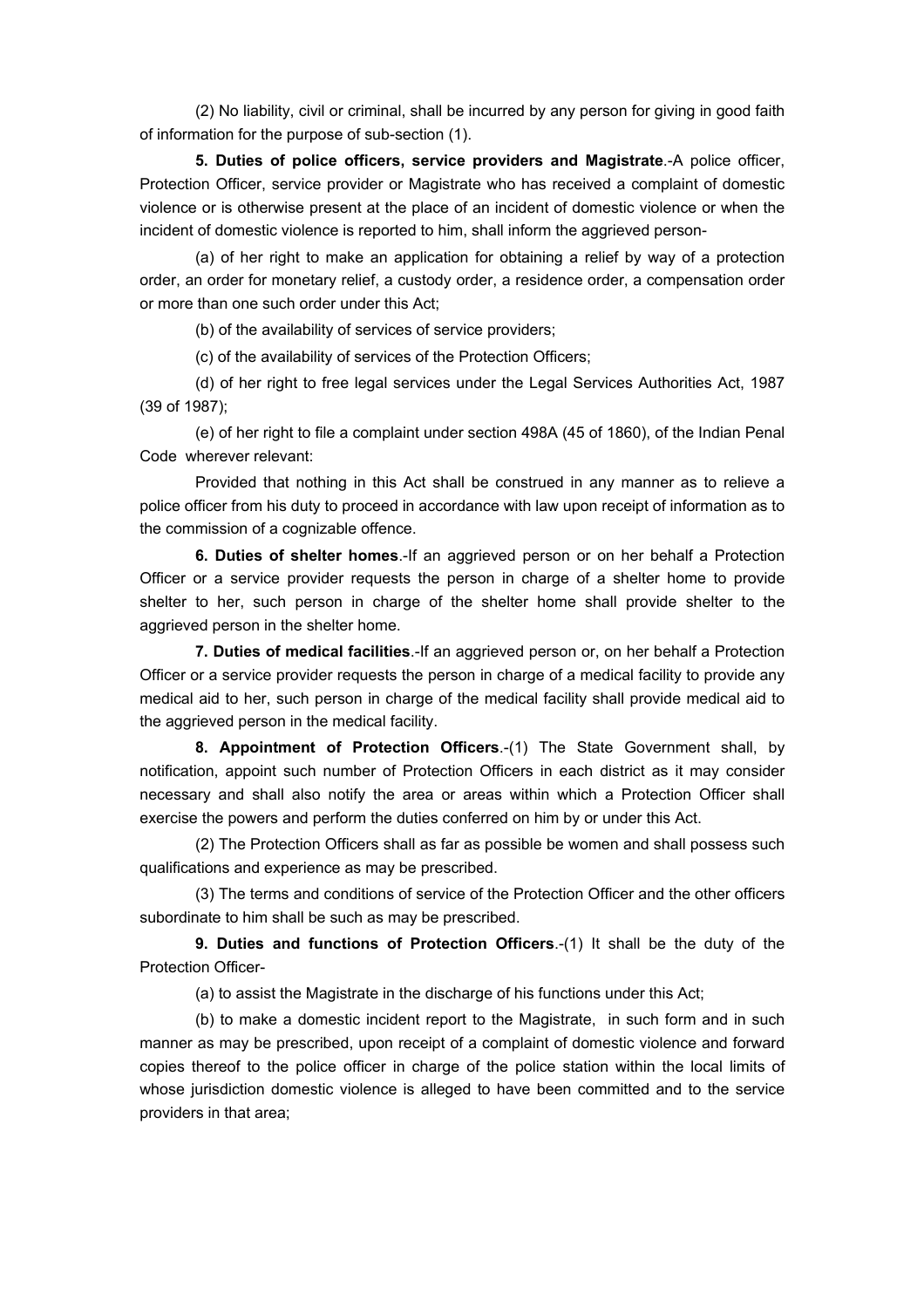(2) No liability, civil or criminal, shall be incurred by any person for giving in good faith of information for the purpose of sub-section (1).

**5. Duties of police officers, service providers and Magistrate**.-A police officer, Protection Officer, service provider or Magistrate who has received a complaint of domestic violence or is otherwise present at the place of an incident of domestic violence or when the incident of domestic violence is reported to him, shall inform the aggrieved person-

(a) of her right to make an application for obtaining a relief by way of a protection order, an order for monetary relief, a custody order, a residence order, a compensation order or more than one such order under this Act;

(b) of the availability of services of service providers;

(c) of the availability of services of the Protection Officers;

(d) of her right to free legal services under the Legal Services Authorities Act, 1987 (39 of 1987);

(e) of her right to file a complaint under section 498A (45 of 1860), of the Indian Penal Code wherever relevant:

Provided that nothing in this Act shall be construed in any manner as to relieve a police officer from his duty to proceed in accordance with law upon receipt of information as to the commission of a cognizable offence.

**6. Duties of shelter homes**.-If an aggrieved person or on her behalf a Protection Officer or a service provider requests the person in charge of a shelter home to provide shelter to her, such person in charge of the shelter home shall provide shelter to the aggrieved person in the shelter home.

**7. Duties of medical facilities**.-If an aggrieved person or, on her behalf a Protection Officer or a service provider requests the person in charge of a medical facility to provide any medical aid to her, such person in charge of the medical facility shall provide medical aid to the aggrieved person in the medical facility.

**8. Appointment of Protection Officers**.-(1) The State Government shall, by notification, appoint such number of Protection Officers in each district as it may consider necessary and shall also notify the area or areas within which a Protection Officer shall exercise the powers and perform the duties conferred on him by or under this Act.

(2) The Protection Officers shall as far as possible be women and shall possess such qualifications and experience as may be prescribed.

(3) The terms and conditions of service of the Protection Officer and the other officers subordinate to him shall be such as may be prescribed.

**9. Duties and functions of Protection Officers**.-(1) It shall be the duty of the Protection Officer-

(a) to assist the Magistrate in the discharge of his functions under this Act;

(b) to make a domestic incident report to the Magistrate, in such form and in such manner as may be prescribed, upon receipt of a complaint of domestic violence and forward copies thereof to the police officer in charge of the police station within the local limits of whose jurisdiction domestic violence is alleged to have been committed and to the service providers in that area;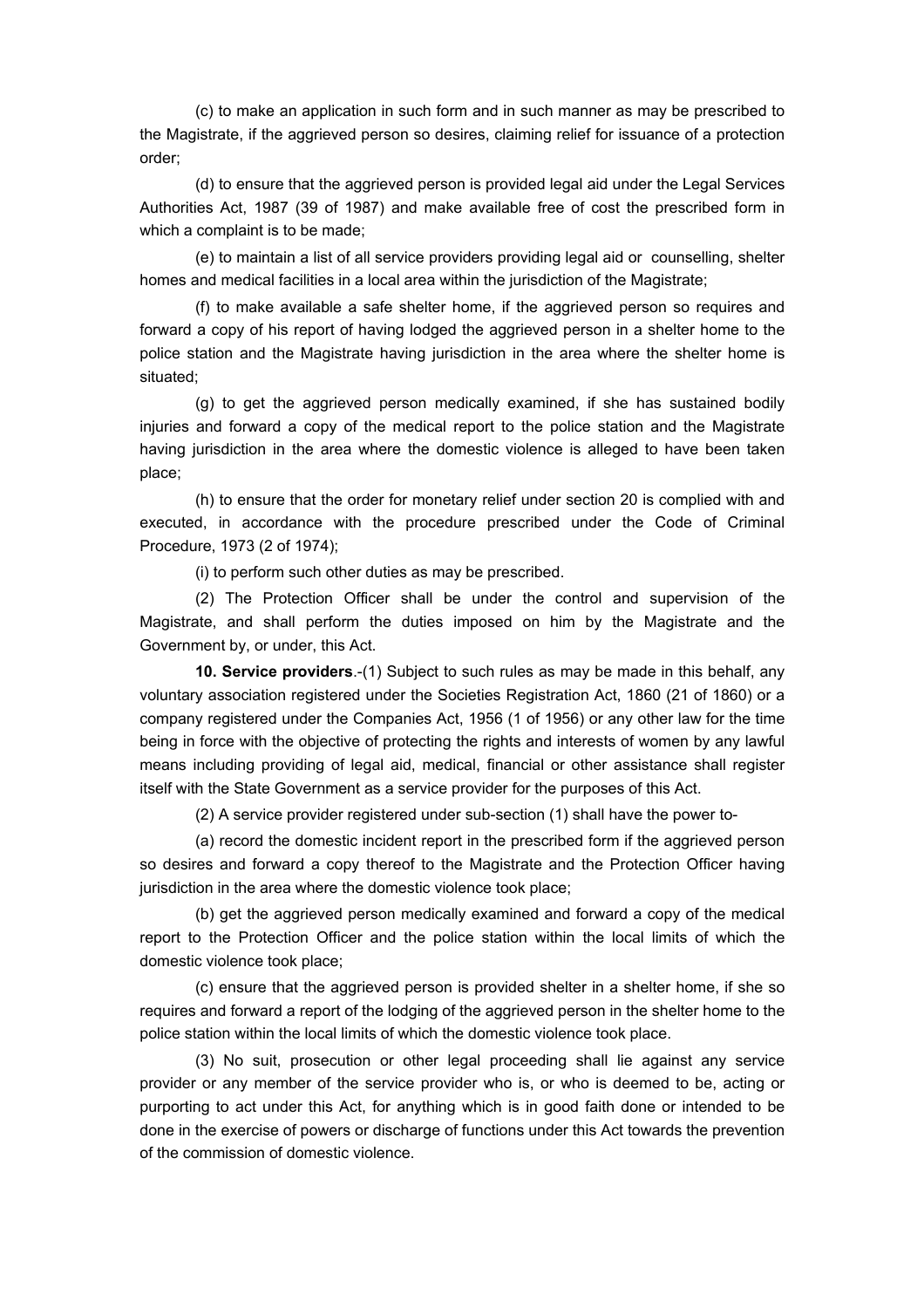(c) to make an application in such form and in such manner as may be prescribed to the Magistrate, if the aggrieved person so desires, claiming relief for issuance of a protection order;

(d) to ensure that the aggrieved person is provided legal aid under the Legal Services Authorities Act, 1987 (39 of 1987) and make available free of cost the prescribed form in which a complaint is to be made;

(e) to maintain a list of all service providers providing legal aid or counselling, shelter homes and medical facilities in a local area within the jurisdiction of the Magistrate;

(f) to make available a safe shelter home, if the aggrieved person so requires and forward a copy of his report of having lodged the aggrieved person in a shelter home to the police station and the Magistrate having jurisdiction in the area where the shelter home is situated;

(g) to get the aggrieved person medically examined, if she has sustained bodily injuries and forward a copy of the medical report to the police station and the Magistrate having jurisdiction in the area where the domestic violence is alleged to have been taken place;

(h) to ensure that the order for monetary relief under section 20 is complied with and executed, in accordance with the procedure prescribed under the Code of Criminal Procedure, 1973 (2 of 1974);

(i) to perform such other duties as may be prescribed.

(2) The Protection Officer shall be under the control and supervision of the Magistrate, and shall perform the duties imposed on him by the Magistrate and the Government by, or under, this Act.

**10. Service providers**.-(1) Subject to such rules as may be made in this behalf, any voluntary association registered under the Societies Registration Act, 1860 (21 of 1860) or a company registered under the Companies Act, 1956 (1 of 1956) or any other law for the time being in force with the objective of protecting the rights and interests of women by any lawful means including providing of legal aid, medical, financial or other assistance shall register itself with the State Government as a service provider for the purposes of this Act.

(2) A service provider registered under sub-section (1) shall have the power to-

(a) record the domestic incident report in the prescribed form if the aggrieved person so desires and forward a copy thereof to the Magistrate and the Protection Officer having jurisdiction in the area where the domestic violence took place;

(b) get the aggrieved person medically examined and forward a copy of the medical report to the Protection Officer and the police station within the local limits of which the domestic violence took place;

(c) ensure that the aggrieved person is provided shelter in a shelter home, if she so requires and forward a report of the lodging of the aggrieved person in the shelter home to the police station within the local limits of which the domestic violence took place.

(3) No suit, prosecution or other legal proceeding shall lie against any service provider or any member of the service provider who is, or who is deemed to be, acting or purporting to act under this Act, for anything which is in good faith done or intended to be done in the exercise of powers or discharge of functions under this Act towards the prevention of the commission of domestic violence.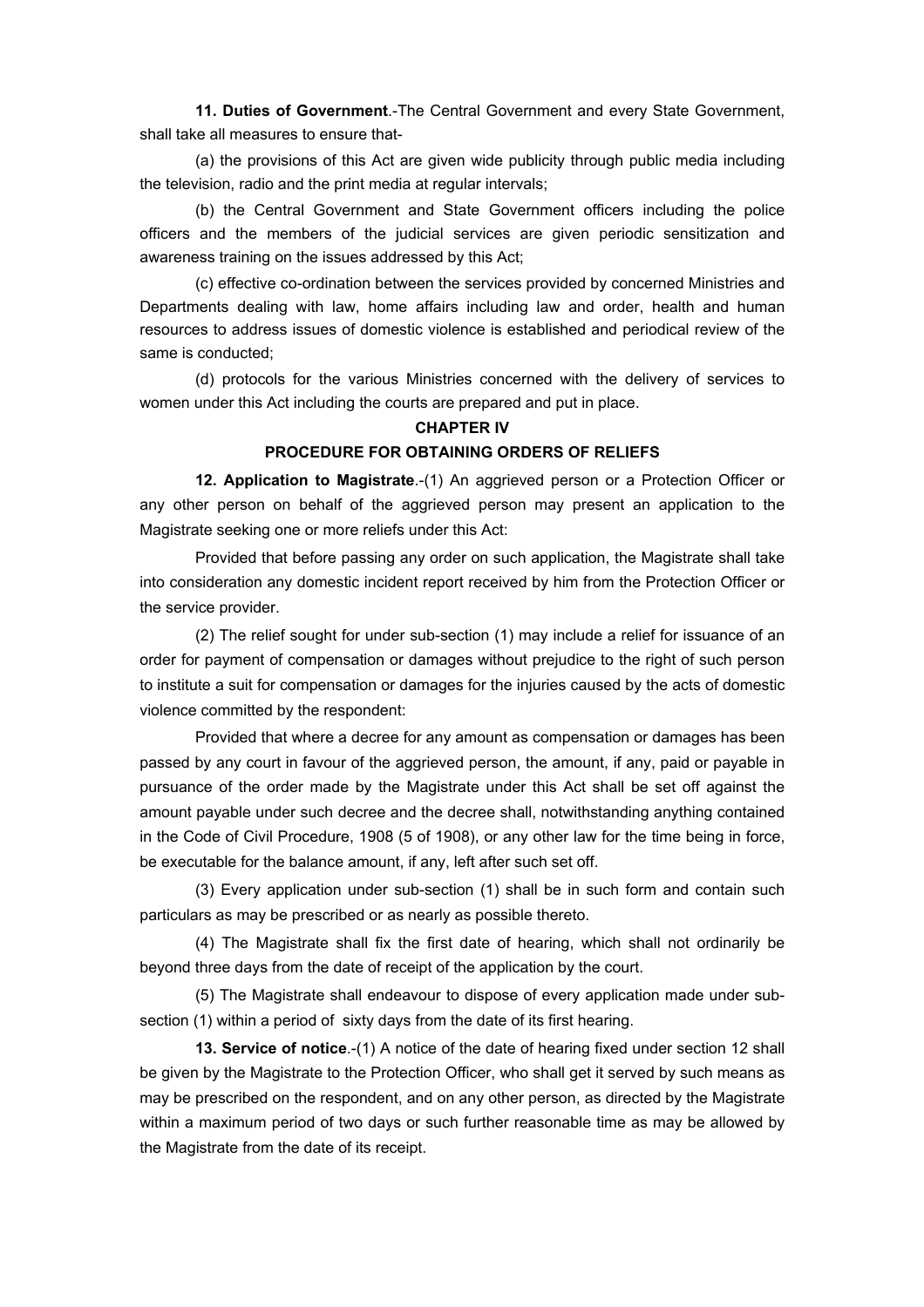**11. Duties of Government**.-The Central Government and every State Government, shall take all measures to ensure that-

(a) the provisions of this Act are given wide publicity through public media including the television, radio and the print media at regular intervals;

(b) the Central Government and State Government officers including the police officers and the members of the judicial services are given periodic sensitization and awareness training on the issues addressed by this Act;

(c) effective co-ordination between the services provided by concerned Ministries and Departments dealing with law, home affairs including law and order, health and human resources to address issues of domestic violence is established and periodical review of the same is conducted;

(d) protocols for the various Ministries concerned with the delivery of services to women under this Act including the courts are prepared and put in place.

## CHAPTER IV

## PROCEDURE FOR OBTAINING ORDERS OF RELIEFS

**12. Application to Magistrate**.-(1) An aggrieved person or a Protection Officer or any other person on behalf of the aggrieved person may present an application to the Magistrate seeking one or more reliefs under this Act:

Provided that before passing any order on such application, the Magistrate shall take into consideration any domestic incident report received by him from the Protection Officer or the service provider.

(2) The relief sought for under sub-section (1) may include a relief for issuance of an order for payment of compensation or damages without prejudice to the right of such person to institute a suit for compensation or damages for the injuries caused by the acts of domestic violence committed by the respondent:

Provided that where a decree for any amount as compensation or damages has been passed by any court in favour of the aggrieved person, the amount, if any, paid or payable in pursuance of the order made by the Magistrate under this Act shall be set off against the amount payable under such decree and the decree shall, notwithstanding anything contained in the Code of Civil Procedure, 1908 (5 of 1908), or any other law for the time being in force, be executable for the balance amount, if any, left after such set off.

(3) Every application under sub-section (1) shall be in such form and contain such particulars as may be prescribed or as nearly as possible thereto.

(4) The Magistrate shall fix the first date of hearing, which shall not ordinarily be beyond three days from the date of receipt of the application by the court.

(5) The Magistrate shall endeavour to dispose of every application made under sub-section (1) within a period of sixty days from the date of its first hearing.

**13. Service of notice**.-(1) A notice of the date of hearing fixed under section 12 shall be given by the Magistrate to the Protection Officer, who shall get it served by such means as may be prescribed on the respondent, and on any other person, as directed by the Magistrate within a maximum period of two days or such further reasonable time as may be allowed by the Magistrate from the date of its receipt.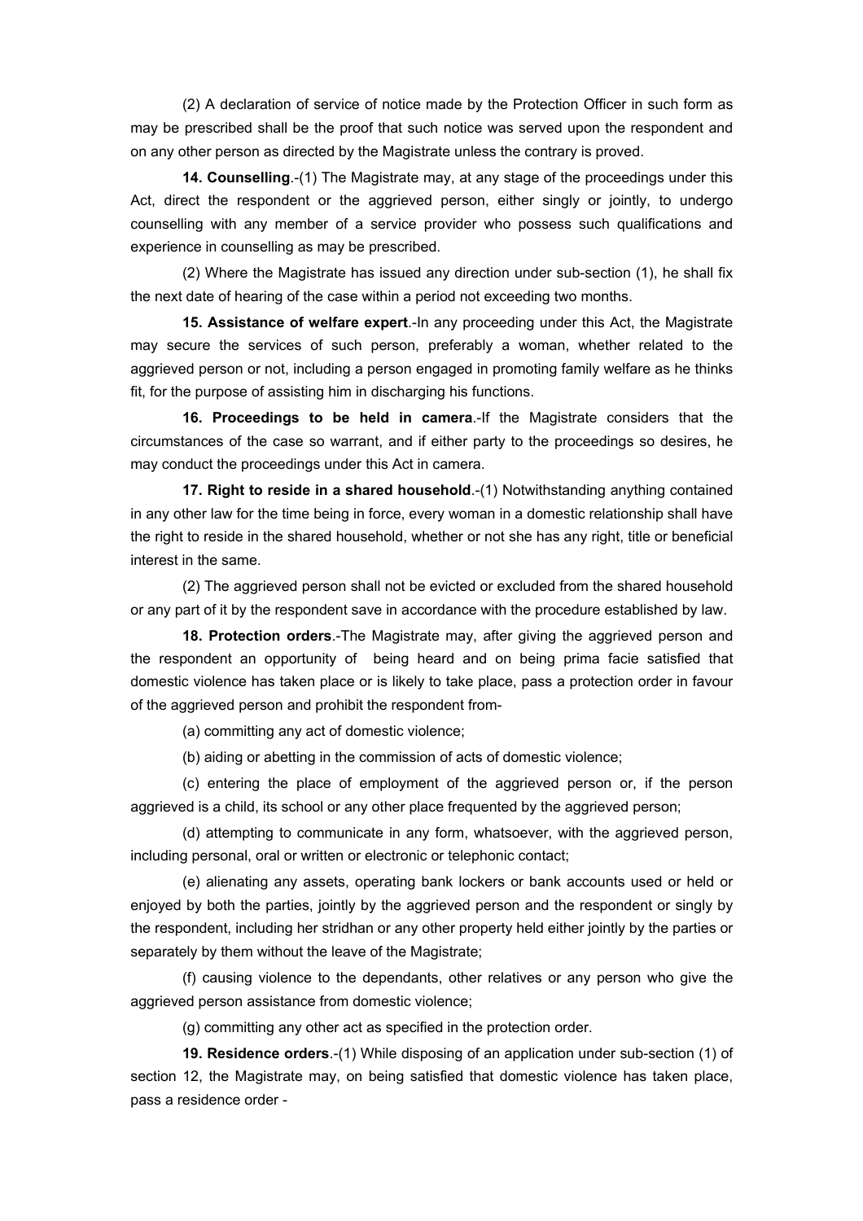(2) A declaration of service of notice made by the Protection Officer in such form as may be prescribed shall be the proof that such notice was served upon the respondent and on any other person as directed by the Magistrate unless the contrary is proved.

**14. Counselling**.-(1) The Magistrate may, at any stage of the proceedings under this Act, direct the respondent or the aggrieved person, either singly or jointly, to undergo counselling with any member of a service provider who possess such qualifications and experience in counselling as may be prescribed.

(2) Where the Magistrate has issued any direction under sub-section (1), he shall fix the next date of hearing of the case within a period not exceeding two months.

**15. Assistance of welfare expert**.-In any proceeding under this Act, the Magistrate may secure the services of such person, preferably a woman, whether related to the aggrieved person or not, including a person engaged in promoting family welfare as he thinks fit, for the purpose of assisting him in discharging his functions.

**16. Proceedings to be held in camera**.-If the Magistrate considers that the circumstances of the case so warrant, and if either party to the proceedings so desires, he may conduct the proceedings under this Act in camera.

**17. Right to reside in a shared household**.-(1) Notwithstanding anything contained in any other law for the time being in force, every woman in a domestic relationship shall have the right to reside in the shared household, whether or not she has any right, title or beneficial interest in the same.

(2) The aggrieved person shall not be evicted or excluded from the shared household or any part of it by the respondent save in accordance with the procedure established by law.

**18. Protection orders**.-The Magistrate may, after giving the aggrieved person and the respondent an opportunity of being heard and on being prima facie satisfied that domestic violence has taken place or is likely to take place, pass a protection order in favour of the aggrieved person and prohibit the respondent from-

(a) committing any act of domestic violence;

(b) aiding or abetting in the commission of acts of domestic violence;

(c) entering the place of employment of the aggrieved person or, if the person aggrieved is a child, its school or any other place frequented by the aggrieved person;

(d) attempting to communicate in any form, whatsoever, with the aggrieved person, including personal, oral or written or electronic or telephonic contact;

(e) alienating any assets, operating bank lockers or bank accounts used or held or enjoyed by both the parties, jointly by the aggrieved person and the respondent or singly by the respondent, including her stridhan or any other property held either jointly by the parties or separately by them without the leave of the Magistrate;

(f) causing violence to the dependants, other relatives or any person who give the aggrieved person assistance from domestic violence;

(g) committing any other act as specified in the protection order.

**19. Residence orders**.-(1) While disposing of an application under sub-section (1) of section 12, the Magistrate may, on being satisfied that domestic violence has taken place, pass a residence order -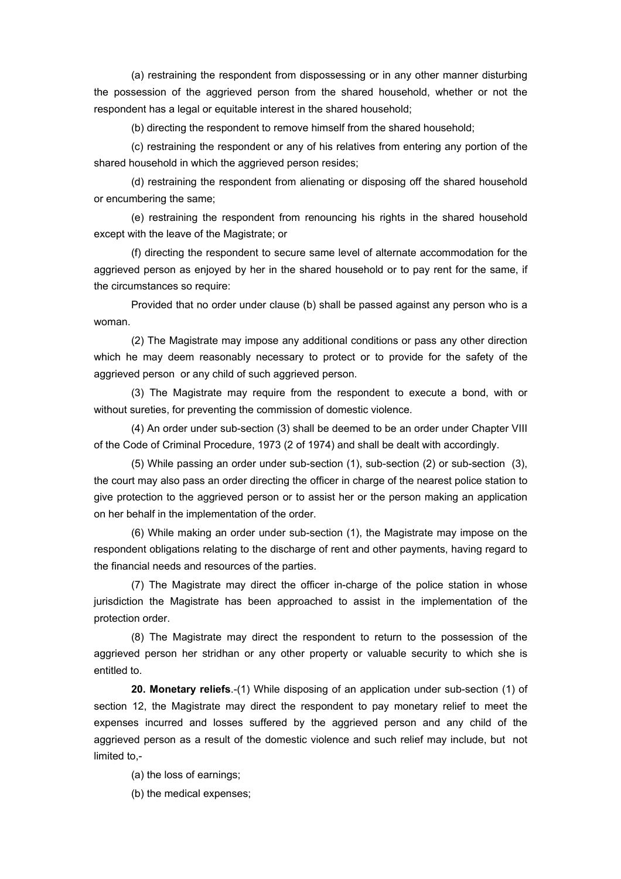(a) restraining the respondent from dispossessing or in any other manner disturbing the possession of the aggrieved person from the shared household, whether or not the respondent has a legal or equitable interest in the shared household;

(b) directing the respondent to remove himself from the shared household;

(c) restraining the respondent or any of his relatives from entering any portion of the shared household in which the aggrieved person resides;

(d) restraining the respondent from alienating or disposing off the shared household or encumbering the same;

(e) restraining the respondent from renouncing his rights in the shared household except with the leave of the Magistrate; or

(f) directing the respondent to secure same level of alternate accommodation for the aggrieved person as enjoyed by her in the shared household or to pay rent for the same, if the circumstances so require:

Provided that no order under clause (b) shall be passed against any person who is a woman.

(2) The Magistrate may impose any additional conditions or pass any other direction which he may deem reasonably necessary to protect or to provide for the safety of the aggrieved person or any child of such aggrieved person.

(3) The Magistrate may require from the respondent to execute a bond, with or without sureties, for preventing the commission of domestic violence.

(4) An order under sub-section (3) shall be deemed to be an order under Chapter VIII of the Code of Criminal Procedure, 1973 (2 of 1974) and shall be dealt with accordingly.

(5) While passing an order under sub-section (1), sub-section (2) or sub-section (3), the court may also pass an order directing the officer in charge of the nearest police station to give protection to the aggrieved person or to assist her or the person making an application on her behalf in the implementation of the order.

(6) While making an order under sub-section (1), the Magistrate may impose on the respondent obligations relating to the discharge of rent and other payments, having regard to the financial needs and resources of the parties.

(7) The Magistrate may direct the officer in-charge of the police station in whose jurisdiction the Magistrate has been approached to assist in the implementation of the protection order.

(8) The Magistrate may direct the respondent to return to the possession of the aggrieved person her stridhan or any other property or valuable security to which she is entitled to.

**20. Monetary reliefs**.-(1) While disposing of an application under sub-section (1) of section 12, the Magistrate may direct the respondent to pay monetary relief to meet the expenses incurred and losses suffered by the aggrieved person and any child of the aggrieved person as a result of the domestic violence and such relief may include, but not limited to,-

(a) the loss of earnings;

(b) the medical expenses;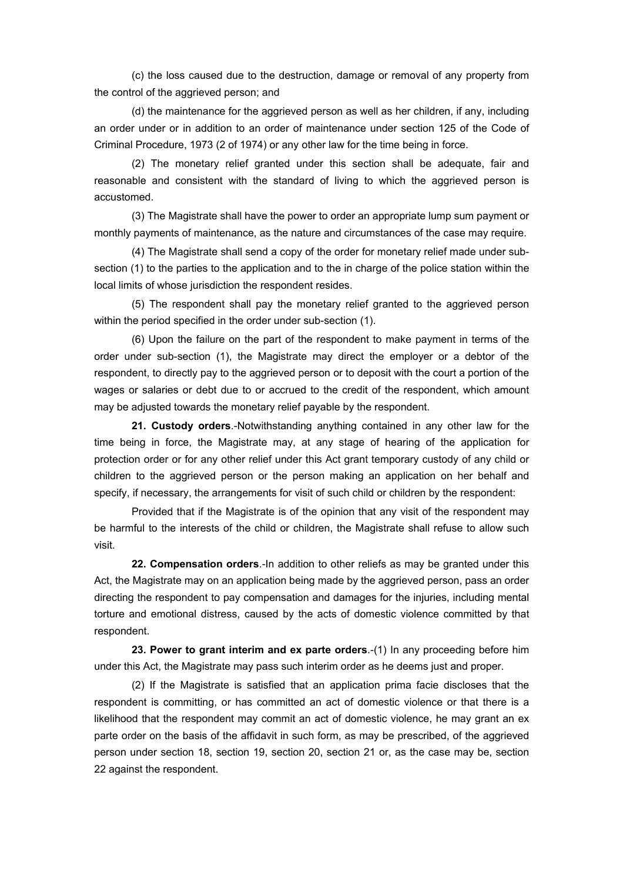(c) the loss caused due to the destruction, damage or removal of any property from the control of the aggrieved person; and

(d) the maintenance for the aggrieved person as well as her children, if any, including an order under or in addition to an order of maintenance under section 125 of the Code of Criminal Procedure, 1973 (2 of 1974) or any other law for the time being in force.

(2) The monetary relief granted under this section shall be adequate, fair and reasonable and consistent with the standard of living to which the aggrieved person is accustomed.

(3) The Magistrate shall have the power to order an appropriate lump sum payment or monthly payments of maintenance, as the nature and circumstances of the case may require.

(4) The Magistrate shall send a copy of the order for monetary relief made under sub-section (1) to the parties to the application and to the in charge of the police station within the local limits of whose jurisdiction the respondent resides.

(5) The respondent shall pay the monetary relief granted to the aggrieved person within the period specified in the order under sub-section (1).

(6) Upon the failure on the part of the respondent to make payment in terms of the order under sub-section (1), the Magistrate may direct the employer or a debtor of the respondent, to directly pay to the aggrieved person or to deposit with the court a portion of the wages or salaries or debt due to or accrued to the credit of the respondent, which amount may be adjusted towards the monetary relief payable by the respondent.

**21. Custody orders**.-Notwithstanding anything contained in any other law for the time being in force, the Magistrate may, at any stage of hearing of the application for protection order or for any other relief under this Act grant temporary custody of any child or children to the aggrieved person or the person making an application on her behalf and specify, if necessary, the arrangements for visit of such child or children by the respondent:

Provided that if the Magistrate is of the opinion that any visit of the respondent may be harmful to the interests of the child or children, the Magistrate shall refuse to allow such visit.

**22. Compensation orders**.-In addition to other reliefs as may be granted under this Act, the Magistrate may on an application being made by the aggrieved person, pass an order directing the respondent to pay compensation and damages for the injuries, including mental torture and emotional distress, caused by the acts of domestic violence committed by that respondent.

**23. Power to grant interim and ex parte orders**.-(1) In any proceeding before him under this Act, the Magistrate may pass such interim order as he deems just and proper.

(2) If the Magistrate is satisfied that an application prima facie discloses that the respondent is committing, or has committed an act of domestic violence or that there is a likelihood that the respondent may commit an act of domestic violence, he may grant an ex parte order on the basis of the affidavit in such form, as may be prescribed, of the aggrieved person under section 18, section 19, section 20, section 21 or, as the case may be, section 22 against the respondent.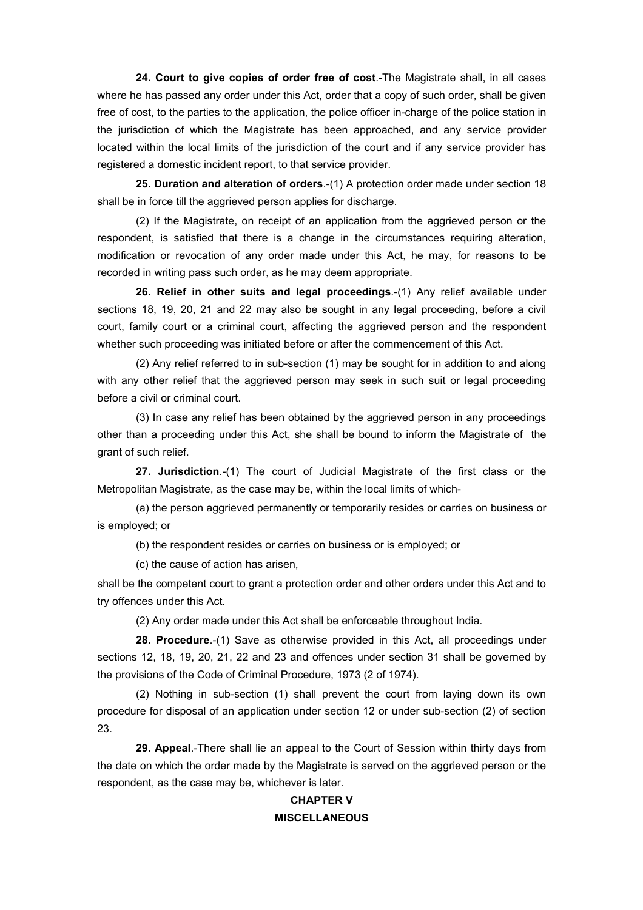**24. Court to give copies of order free of cost**.-The Magistrate shall, in all cases where he has passed any order under this Act, order that a copy of such order, shall be given free of cost, to the parties to the application, the police officer in-charge of the police station in the jurisdiction of which the Magistrate has been approached, and any service provider located within the local limits of the jurisdiction of the court and if any service provider has registered a domestic incident report, to that service provider.

**25. Duration and alteration of orders**.-(1) A protection order made under section 18 shall be in force till the aggrieved person applies for discharge.

(2) If the Magistrate, on receipt of an application from the aggrieved person or the respondent, is satisfied that there is a change in the circumstances requiring alteration, modification or revocation of any order made under this Act, he may, for reasons to be recorded in writing pass such order, as he may deem appropriate.

**26. Relief in other suits and legal proceedings**.-(1) Any relief available under sections 18, 19, 20, 21 and 22 may also be sought in any legal proceeding, before a civil court, family court or a criminal court, affecting the aggrieved person and the respondent whether such proceeding was initiated before or after the commencement of this Act.

(2) Any relief referred to in sub-section (1) may be sought for in addition to and along with any other relief that the aggrieved person may seek in such suit or legal proceeding before a civil or criminal court.

(3) In case any relief has been obtained by the aggrieved person in any proceedings other than a proceeding under this Act, she shall be bound to inform the Magistrate of the grant of such relief.

**27. Jurisdiction**.-(1) The court of Judicial Magistrate of the first class or the Metropolitan Magistrate, as the case may be, within the local limits of which-

(a) the person aggrieved permanently or temporarily resides or carries on business or is employed; or

(b) the respondent resides or carries on business or is employed; or

(c) the cause of action has arisen,

shall be the competent court to grant a protection order and other orders under this Act and to try offences under this Act.

(2) Any order made under this Act shall be enforceable throughout India.

**28. Procedure**.-(1) Save as otherwise provided in this Act, all proceedings under sections 12, 18, 19, 20, 21, 22 and 23 and offences under section 31 shall be governed by the provisions of the Code of Criminal Procedure, 1973 (2 of 1974).

(2) Nothing in sub-section (1) shall prevent the court from laying down its own procedure for disposal of an application under section 12 or under sub-section (2) of section 23.

**29. Appeal**.-There shall lie an appeal to the Court of Session within thirty days from the date on which the order made by the Magistrate is served on the aggrieved person or the respondent, as the case may be, whichever is later.

## CHAPTER V
## MISCELLANEOUS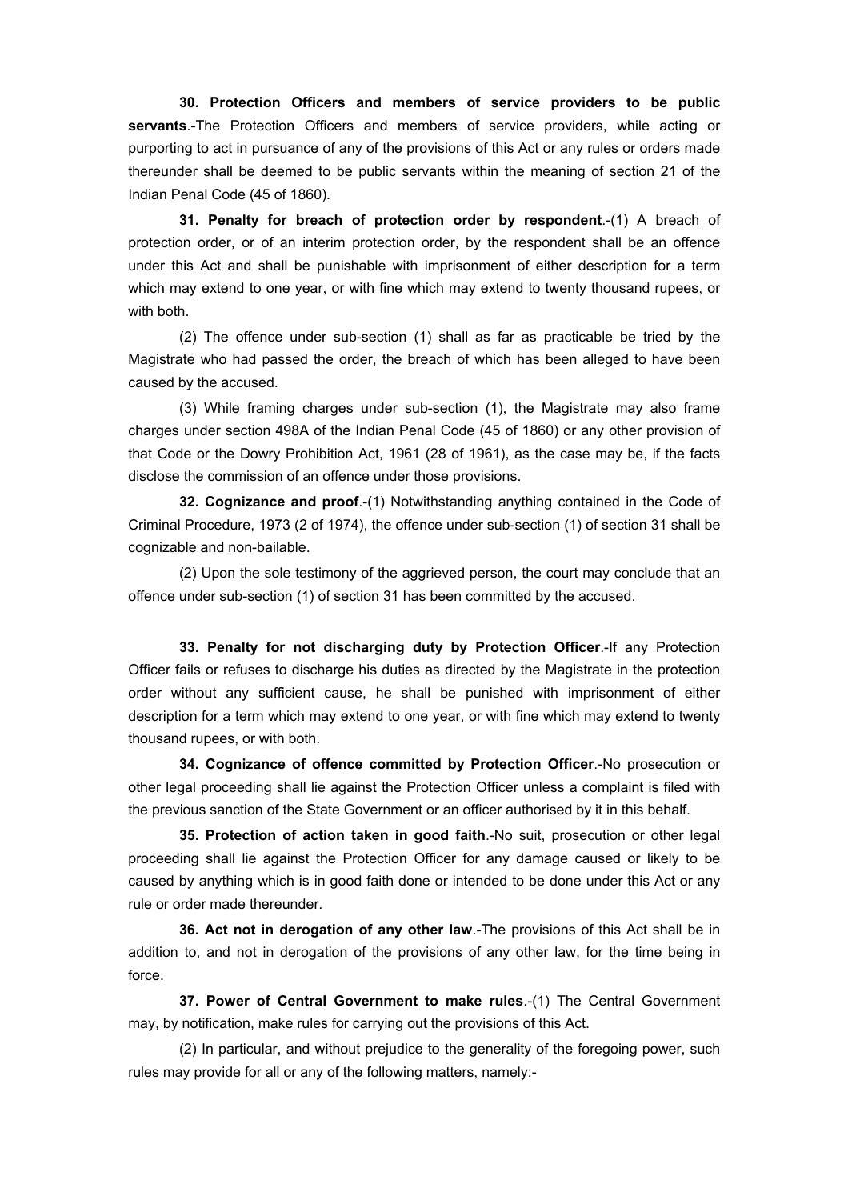**30. Protection Officers and members of service providers to be public servants**.-The Protection Officers and members of service providers, while acting or purporting to act in pursuance of any of the provisions of this Act or any rules or orders made thereunder shall be deemed to be public servants within the meaning of section 21 of the Indian Penal Code (45 of 1860).

**31. Penalty for breach of protection order by respondent**.-(1) A breach of protection order, or of an interim protection order, by the respondent shall be an offence under this Act and shall be punishable with imprisonment of either description for a term which may extend to one year, or with fine which may extend to twenty thousand rupees, or with both.

(2) The offence under sub-section (1) shall as far as practicable be tried by the Magistrate who had passed the order, the breach of which has been alleged to have been caused by the accused.

(3) While framing charges under sub-section (1), the Magistrate may also frame charges under section 498A of the Indian Penal Code (45 of 1860) or any other provision of that Code or the Dowry Prohibition Act, 1961 (28 of 1961), as the case may be, if the facts disclose the commission of an offence under those provisions.

**32. Cognizance and proof**.-(1) Notwithstanding anything contained in the Code of Criminal Procedure, 1973 (2 of 1974), the offence under sub-section (1) of section 31 shall be cognizable and non-bailable.

(2) Upon the sole testimony of the aggrieved person, the court may conclude that an offence under sub-section (1) of section 31 has been committed by the accused.

**33. Penalty for not discharging duty by Protection Officer**.-If any Protection Officer fails or refuses to discharge his duties as directed by the Magistrate in the protection order without any sufficient cause, he shall be punished with imprisonment of either description for a term which may extend to one year, or with fine which may extend to twenty thousand rupees, or with both.

**34. Cognizance of offence committed by Protection Officer**.-No prosecution or other legal proceeding shall lie against the Protection Officer unless a complaint is filed with the previous sanction of the State Government or an officer authorised by it in this behalf.

**35. Protection of action taken in good faith**.-No suit, prosecution or other legal proceeding shall lie against the Protection Officer for any damage caused or likely to be caused by anything which is in good faith done or intended to be done under this Act or any rule or order made thereunder.

**36. Act not in derogation of any other law**.-The provisions of this Act shall be in addition to, and not in derogation of the provisions of any other law, for the time being in force.

**37. Power of Central Government to make rules**.-(1) The Central Government may, by notification, make rules for carrying out the provisions of this Act.

(2) In particular, and without prejudice to the generality of the foregoing power, such rules may provide for all or any of the following matters, namely:-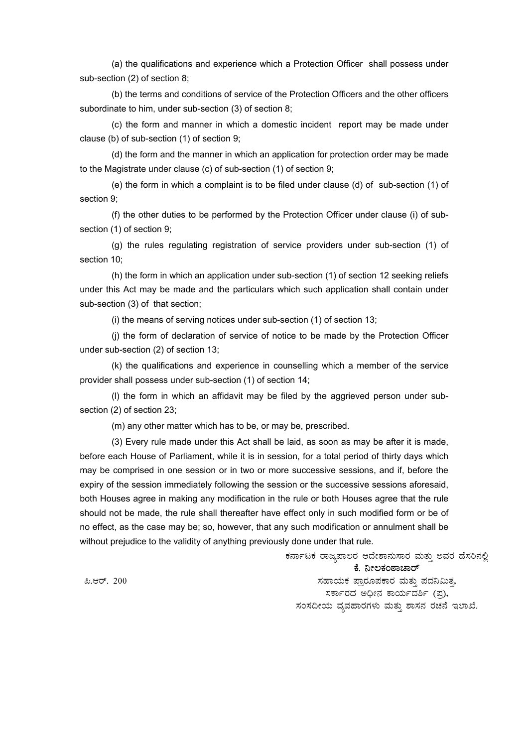(a) the qualifications and experience which a Protection Officer shall possess under sub-section (2) of section 8;

(b) the terms and conditions of service of the Protection Officers and the other officers subordinate to him, under sub-section (3) of section 8;

(c) the form and manner in which a domestic incident report may be made under clause (b) of sub-section (1) of section 9;

(d) the form and the manner in which an application for protection order may be made to the Magistrate under clause (c) of sub-section (1) of section 9;

(e) the form in which a complaint is to be filed under clause (d) of sub-section (1) of section 9;

(f) the other duties to be performed by the Protection Officer under clause (i) of sub-section (1) of section 9;

(g) the rules regulating registration of service providers under sub-section (1) of section 10;

(h) the form in which an application under sub-section (1) of section 12 seeking reliefs under this Act may be made and the particulars which such application shall contain under sub-section (3) of that section;

(i) the means of serving notices under sub-section (1) of section 13;

(j) the form of declaration of service of notice to be made by the Protection Officer under sub-section (2) of section 13;

(k) the qualifications and experience in counselling which a member of the service provider shall possess under sub-section (1) of section 14;

(l) the form in which an affidavit may be filed by the aggrieved person under sub-section (2) of section 23;

(m) any other matter which has to be, or may be, prescribed.

(3) Every rule made under this Act shall be laid, as soon as may be after it is made, before each House of Parliament, while it is in session, for a total period of thirty days which may be comprised in one session or in two or more successive sessions, and if, before the expiry of the session immediately following the session or the successive sessions aforesaid, both Houses agree in making any modification in the rule or both Houses agree that the rule should not be made, the rule shall thereafter have effect only in such modified form or be of no effect, as the case may be; so, however, that any such modification or annulment shall be without prejudice to the validity of anything previously done under that rule.

ಕರ್ನಾಟಕ ರಾಜ್ಯಪಾಲರ ಆದೇಶಾನುಸಾರ ಮತ್ತು ಅವರ ಹೆಸರಿನಲ್ಲಿ

**ಕೆ. ನೀಲಕಂಠಾಚಾರ್**

ಸಹಾಯಕ ಪ್ರಾರೂಪಕಾರ ಮತ್ತು ಪದನಿಮಿತ್ತ,

ಸರ್ಕಾರದ ಅಧೀನ ಕಾರ್ಯದರ್ಶಿ (ಪ್ರ),

ಸಂಸದೀಯ ವ್ಯವಹಾರಗಳು ಮತ್ತು ಶಾಸನ ರಚನೆ ಇಲಾಖೆ.

ಪಿ.ಆರ್. 200